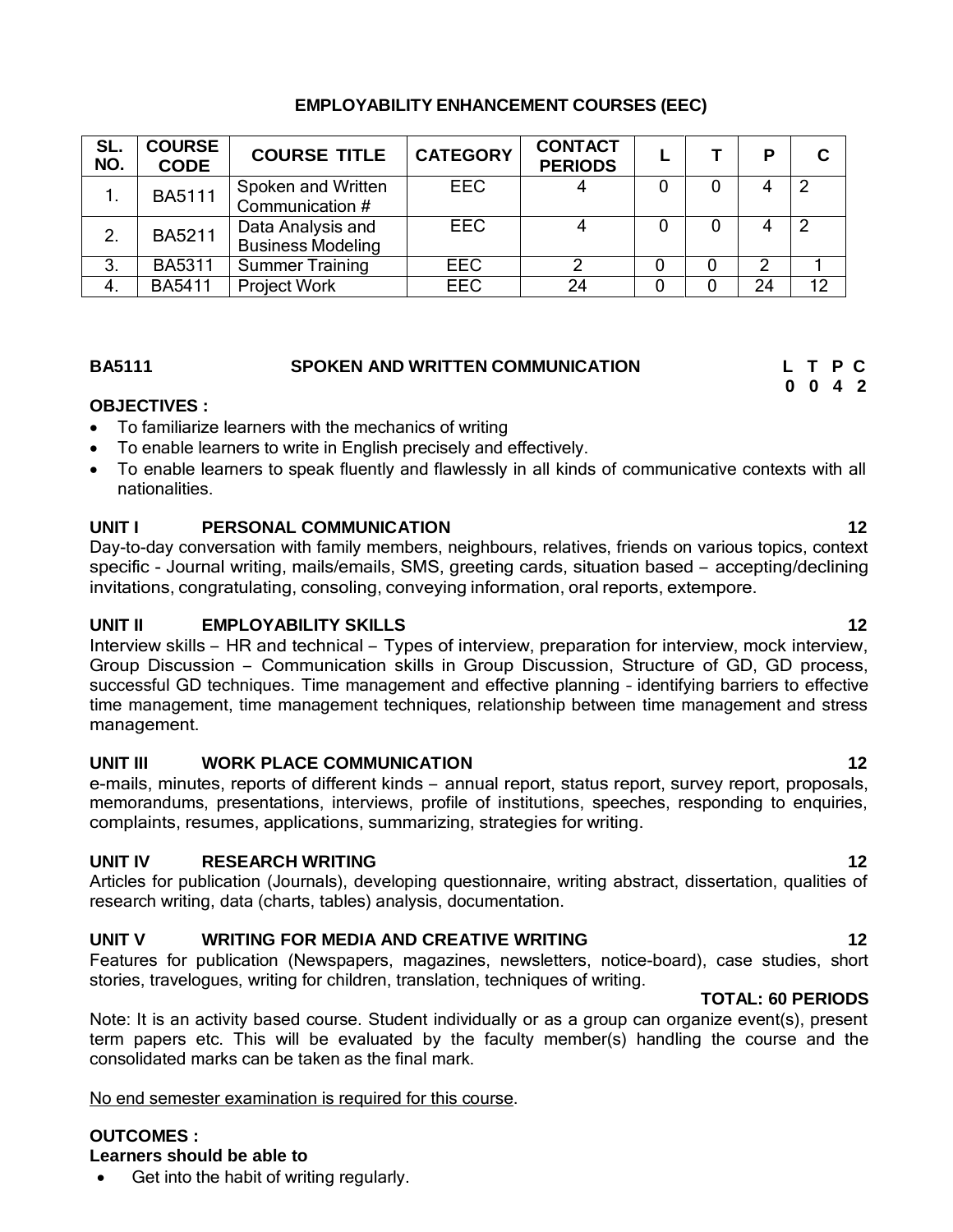## EMPLOYABILITY ENHANCEMENT COURSES (EEC)

| SL. NO. | COURSE CODE | COURSE TITLE | CATEGORY | CONTACT PERIODS | L | T | P | C |
|---|---|---|---|---|---|---|---|---|
| 1. | BA5111 | Spoken and Written Communication # | EEC | 4 | 0 | 0 | 4 | 2 |
| 2. | BA5211 | Data Analysis and Business Modeling | EEC | 4 | 0 | 0 | 4 | 2 |
| 3. | BA5311 | Summer Training | EEC | 2 | 0 | 0 | 2 | 1 |
| 4. | BA5411 | Project Work | EEC | 24 | 0 | 0 | 24 | 12 |

**BA5111 SPOKEN AND WRITTEN COMMUNICATION** **L T P C**
**0 0 4 2**

**OBJECTIVES :**

- To familiarize learners with the mechanics of writing
- To enable learners to write in English precisely and effectively.
- To enable learners to speak fluently and flawlessly in all kinds of communicative contexts with all nationalities.

**UNIT I PERSONAL COMMUNICATION 12**

Day-to-day conversation with family members, neighbours, relatives, friends on various topics, context specific - Journal writing, mails/emails, SMS, greeting cards, situation based – accepting/declining invitations, congratulating, consoling, conveying information, oral reports, extempore.

**UNIT II EMPLOYABILITY SKILLS 12**

Interview skills – HR and technical – Types of interview, preparation for interview, mock interview, Group Discussion – Communication skills in Group Discussion, Structure of GD, GD process, successful GD techniques. Time management and effective planning - identifying barriers to effective time management, time management techniques, relationship between time management and stress management.

**UNIT III WORK PLACE COMMUNICATION 12**

e-mails, minutes, reports of different kinds – annual report, status report, survey report, proposals, memorandums, presentations, interviews, profile of institutions, speeches, responding to enquiries, complaints, resumes, applications, summarizing, strategies for writing.

**UNIT IV RESEARCH WRITING 12**

Articles for publication (Journals), developing questionnaire, writing abstract, dissertation, qualities of research writing, data (charts, tables) analysis, documentation.

**UNIT V WRITING FOR MEDIA AND CREATIVE WRITING 12**

Features for publication (Newspapers, magazines, newsletters, notice-board), case studies, short stories, travelogues, writing for children, translation, techniques of writing.

**TOTAL: 60 PERIODS**

Note: It is an activity based course. Student individually or as a group can organize event(s), present term papers etc. This will be evaluated by the faculty member(s) handling the course and the consolidated marks can be taken as the final mark.

<u>No end semester examination is required for this course</u>.

**OUTCOMES :**

**Learners should be able to**

- Get into the habit of writing regularly.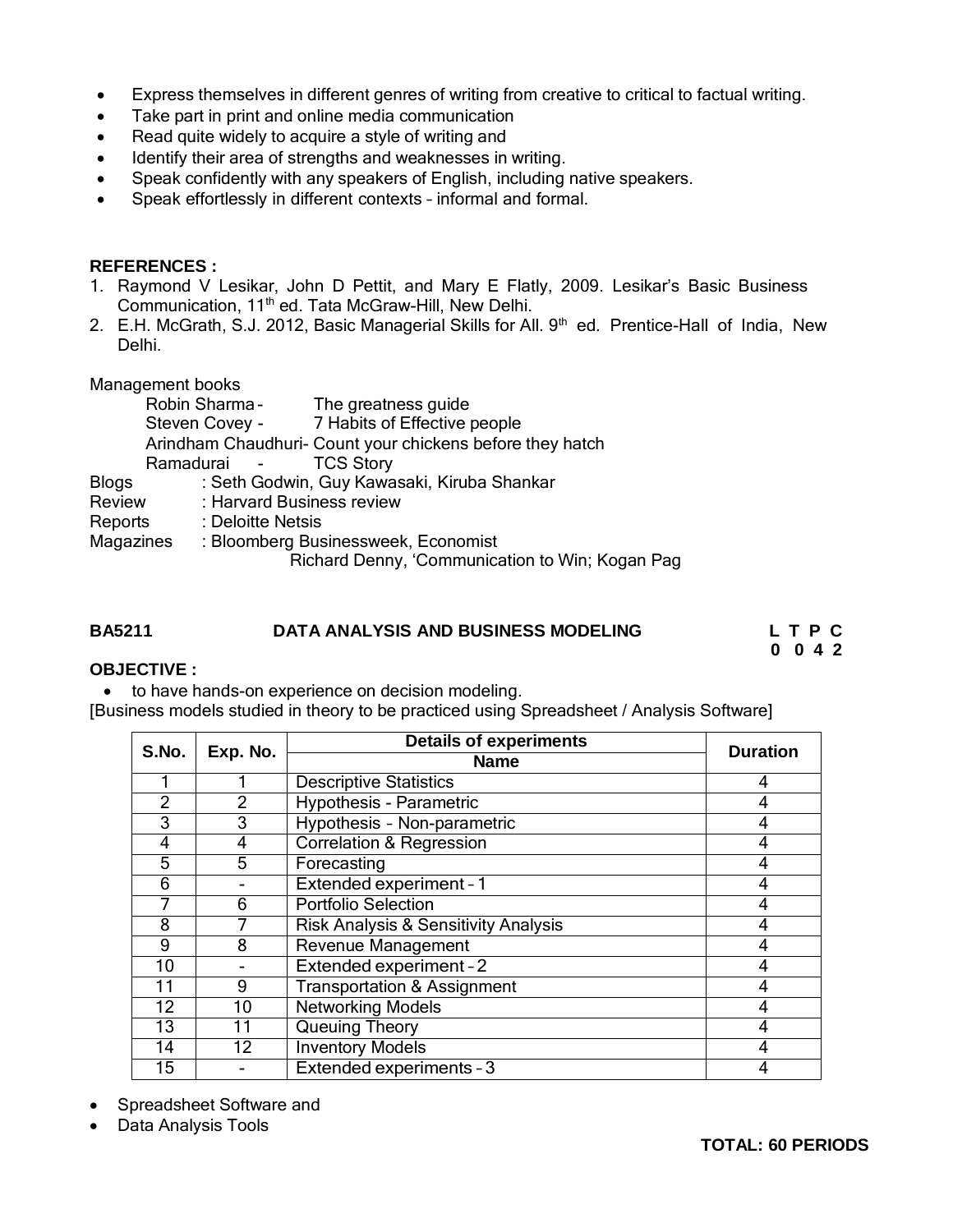- Express themselves in different genres of writing from creative to critical to factual writing.
- Take part in print and online media communication
- Read quite widely to acquire a style of writing and
- Identify their area of strengths and weaknesses in writing.
- Speak confidently with any speakers of English, including native speakers.
- Speak effortlessly in different contexts – informal and formal.

**REFERENCES :**

1. Raymond V Lesikar, John D Pettit, and Mary E Flatly, 2009. Lesikar's Basic Business Communication, 11th ed. Tata McGraw-Hill, New Delhi.
2. E.H. McGrath, S.J. 2012, Basic Managerial Skills for All. 9th ed. Prentice-Hall of India, New Delhi.

Management books

Robin Sharma - The greatness guide

Steven Covey - 7 Habits of Effective people

Arindham Chaudhuri- Count your chickens before they hatch

Ramadurai - TCS Story

Blogs : Seth Godwin, Guy Kawasaki, Kiruba Shankar

Review : Harvard Business review

Reports : Deloitte Netsis

Magazines : Bloomberg Businessweek, Economist

Richard Denny, 'Communication to Win; Kogan Pag

**BA5211 DATA ANALYSIS AND BUSINESS MODELING** **L T P C 0 0 4 2**

**OBJECTIVE :**

- to have hands-on experience on decision modeling.

[Business models studied in theory to be practiced using Spreadsheet / Analysis Software]

| S.No. | Exp. No. | Details of experiments | Duration |
|---|---|---|---|
| | | Name | |
| 1 | 1 | Descriptive Statistics | 4 |
| 2 | 2 | Hypothesis - Parametric | 4 |
| 3 | 3 | Hypothesis – Non-parametric | 4 |
| 4 | 4 | Correlation & Regression | 4 |
| 5 | 5 | Forecasting | 4 |
| 6 | - | Extended experiment – 1 | 4 |
| 7 | 6 | Portfolio Selection | 4 |
| 8 | 7 | Risk Analysis & Sensitivity Analysis | 4 |
| 9 | 8 | Revenue Management | 4 |
| 10 | - | Extended experiment – 2 | 4 |
| 11 | 9 | Transportation & Assignment | 4 |
| 12 | 10 | Networking Models | 4 |
| 13 | 11 | Queuing Theory | 4 |
| 14 | 12 | Inventory Models | 4 |
| 15 | - | Extended experiments – 3 | 4 |

- Spreadsheet Software and
- Data Analysis Tools

**TOTAL: 60 PERIODS**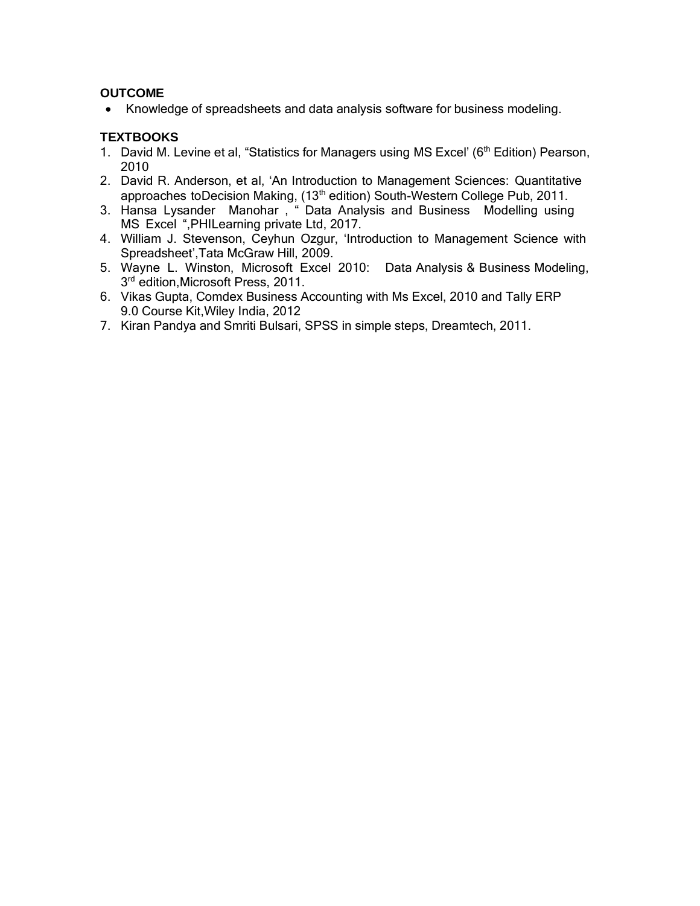**OUTCOME**

- Knowledge of spreadsheets and data analysis software for business modeling.

**TEXTBOOKS**

1. David M. Levine et al, "Statistics for Managers using MS Excel' (6th Edition) Pearson, 2010
2. David R. Anderson, et al, 'An Introduction to Management Sciences: Quantitative approaches toDecision Making, (13th edition) South-Western College Pub, 2011.
3. Hansa Lysander Manohar , " Data Analysis and Business Modelling using MS Excel ",PHILearning private Ltd, 2017.
4. William J. Stevenson, Ceyhun Ozgur, 'Introduction to Management Science with Spreadsheet',Tata McGraw Hill, 2009.
5. Wayne L. Winston, Microsoft Excel 2010: Data Analysis & Business Modeling, 3rd edition,Microsoft Press, 2011.
6. Vikas Gupta, Comdex Business Accounting with Ms Excel, 2010 and Tally ERP 9.0 Course Kit,Wiley India, 2012
7. Kiran Pandya and Smriti Bulsari, SPSS in simple steps, Dreamtech, 2011.